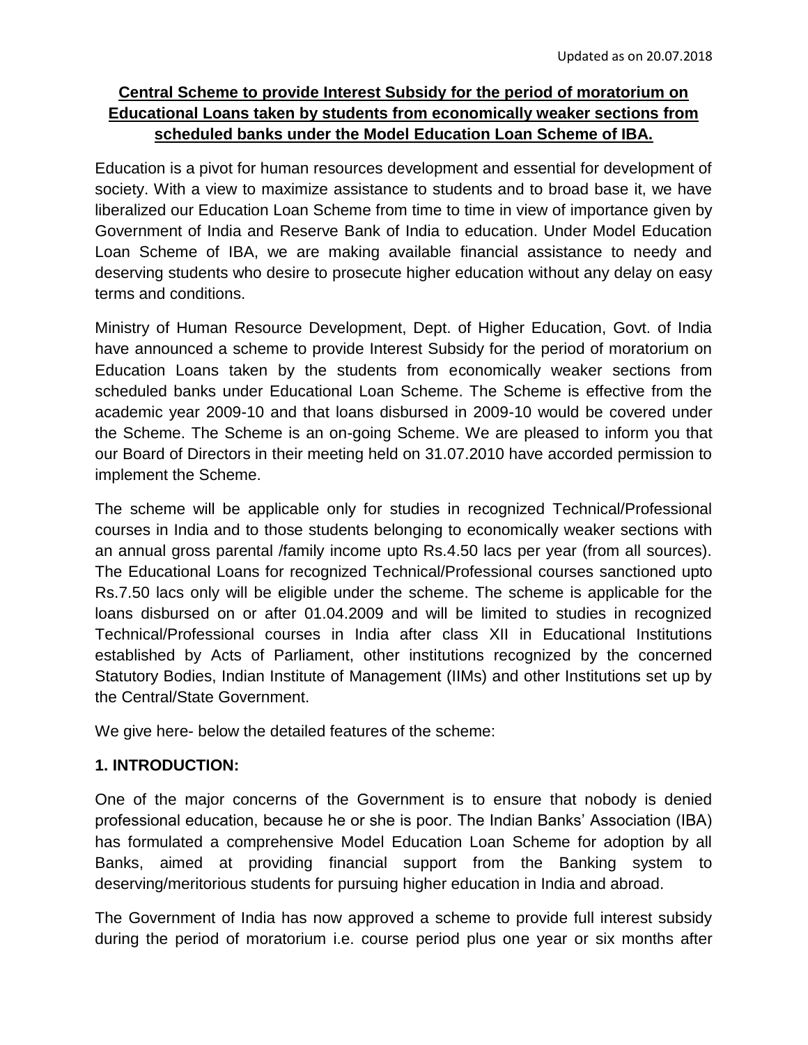Updated as on 20.07.2018

# Central Scheme to provide Interest Subsidy for the period of moratorium on Educational Loans taken by students from economically weaker sections from scheduled banks under the Model Education Loan Scheme of IBA.

Education is a pivot for human resources development and essential for development of society. With a view to maximize assistance to students and to broad base it, we have liberalized our Education Loan Scheme from time to time in view of importance given by Government of India and Reserve Bank of India to education. Under Model Education Loan Scheme of IBA, we are making available financial assistance to needy and deserving students who desire to prosecute higher education without any delay on easy terms and conditions.

Ministry of Human Resource Development, Dept. of Higher Education, Govt. of India have announced a scheme to provide Interest Subsidy for the period of moratorium on Education Loans taken by the students from economically weaker sections from scheduled banks under Educational Loan Scheme. The Scheme is effective from the academic year 2009-10 and that loans disbursed in 2009-10 would be covered under the Scheme. The Scheme is an on-going Scheme. We are pleased to inform you that our Board of Directors in their meeting held on 31.07.2010 have accorded permission to implement the Scheme.

The scheme will be applicable only for studies in recognized Technical/Professional courses in India and to those students belonging to economically weaker sections with an annual gross parental /family income upto Rs.4.50 lacs per year (from all sources). The Educational Loans for recognized Technical/Professional courses sanctioned upto Rs.7.50 lacs only will be eligible under the scheme. The scheme is applicable for the loans disbursed on or after 01.04.2009 and will be limited to studies in recognized Technical/Professional courses in India after class XII in Educational Institutions established by Acts of Parliament, other institutions recognized by the concerned Statutory Bodies, Indian Institute of Management (IIMs) and other Institutions set up by the Central/State Government.

We give here- below the detailed features of the scheme:

## 1. INTRODUCTION:

One of the major concerns of the Government is to ensure that nobody is denied professional education, because he or she is poor. The Indian Banks' Association (IBA) has formulated a comprehensive Model Education Loan Scheme for adoption by all Banks, aimed at providing financial support from the Banking system to deserving/meritorious students for pursuing higher education in India and abroad.

The Government of India has now approved a scheme to provide full interest subsidy during the period of moratorium i.e. course period plus one year or six months after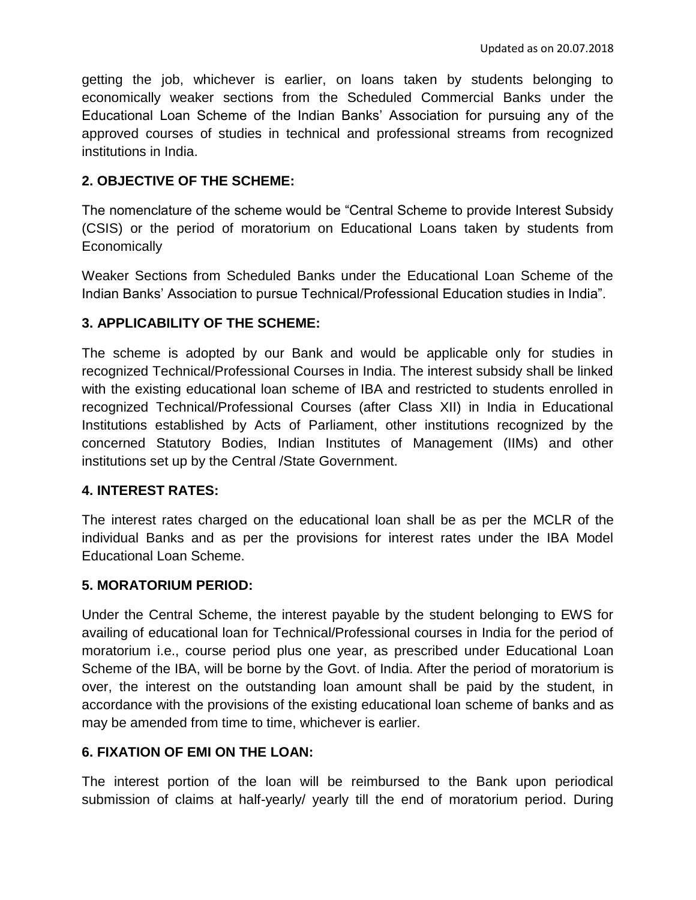getting the job, whichever is earlier, on loans taken by students belonging to economically weaker sections from the Scheduled Commercial Banks under the Educational Loan Scheme of the Indian Banks' Association for pursuing any of the approved courses of studies in technical and professional streams from recognized institutions in India.

**2. OBJECTIVE OF THE SCHEME:**

The nomenclature of the scheme would be "Central Scheme to provide Interest Subsidy (CSIS) or the period of moratorium on Educational Loans taken by students from Economically

Weaker Sections from Scheduled Banks under the Educational Loan Scheme of the Indian Banks' Association to pursue Technical/Professional Education studies in India".

**3. APPLICABILITY OF THE SCHEME:**

The scheme is adopted by our Bank and would be applicable only for studies in recognized Technical/Professional Courses in India. The interest subsidy shall be linked with the existing educational loan scheme of IBA and restricted to students enrolled in recognized Technical/Professional Courses (after Class XII) in India in Educational Institutions established by Acts of Parliament, other institutions recognized by the concerned Statutory Bodies, Indian Institutes of Management (IIMs) and other institutions set up by the Central /State Government.

**4. INTEREST RATES:**

The interest rates charged on the educational loan shall be as per the MCLR of the individual Banks and as per the provisions for interest rates under the IBA Model Educational Loan Scheme.

**5. MORATORIUM PERIOD:**

Under the Central Scheme, the interest payable by the student belonging to EWS for availing of educational loan for Technical/Professional courses in India for the period of moratorium i.e., course period plus one year, as prescribed under Educational Loan Scheme of the IBA, will be borne by the Govt. of India. After the period of moratorium is over, the interest on the outstanding loan amount shall be paid by the student, in accordance with the provisions of the existing educational loan scheme of banks and as may be amended from time to time, whichever is earlier.

**6. FIXATION OF EMI ON THE LOAN:**

The interest portion of the loan will be reimbursed to the Bank upon periodical submission of claims at half-yearly/ yearly till the end of moratorium period. During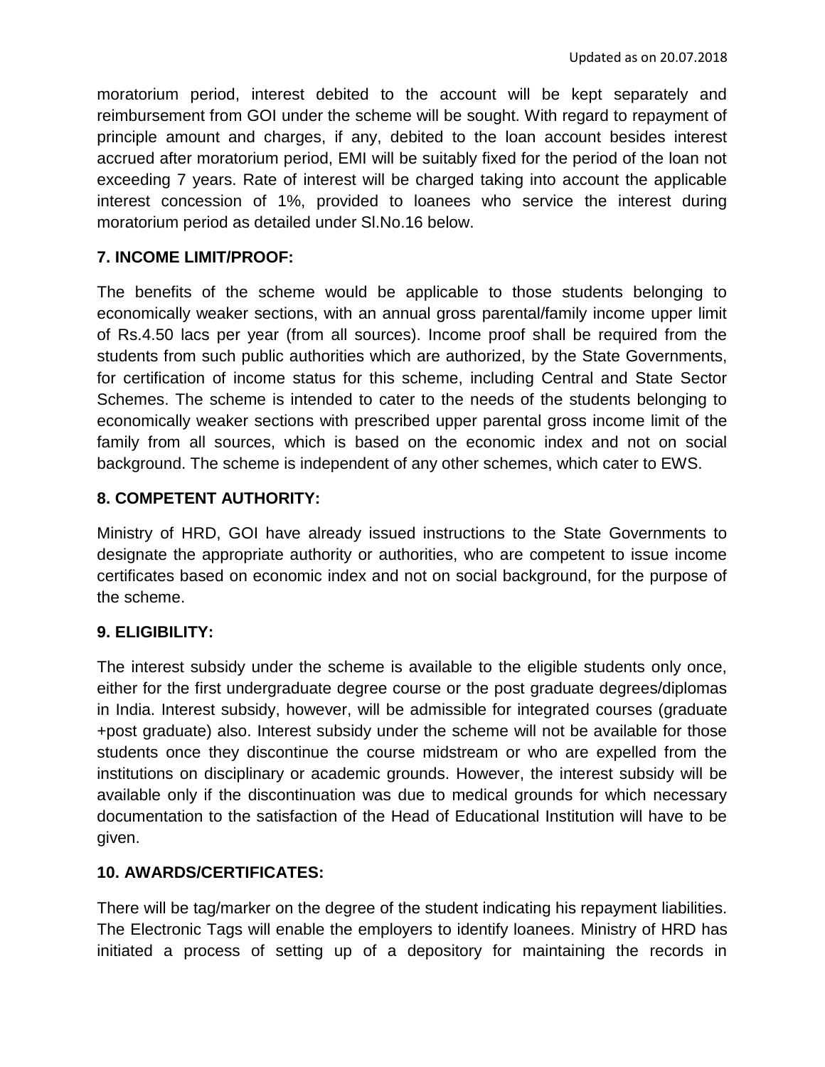moratorium period, interest debited to the account will be kept separately and reimbursement from GOI under the scheme will be sought. With regard to repayment of principle amount and charges, if any, debited to the loan account besides interest accrued after moratorium period, EMI will be suitably fixed for the period of the loan not exceeding 7 years. Rate of interest will be charged taking into account the applicable interest concession of 1%, provided to loanees who service the interest during moratorium period as detailed under Sl.No.16 below.

**7. INCOME LIMIT/PROOF:**

The benefits of the scheme would be applicable to those students belonging to economically weaker sections, with an annual gross parental/family income upper limit of Rs.4.50 lacs per year (from all sources). Income proof shall be required from the students from such public authorities which are authorized, by the State Governments, for certification of income status for this scheme, including Central and State Sector Schemes. The scheme is intended to cater to the needs of the students belonging to economically weaker sections with prescribed upper parental gross income limit of the family from all sources, which is based on the economic index and not on social background. The scheme is independent of any other schemes, which cater to EWS.

**8. COMPETENT AUTHORITY:**

Ministry of HRD, GOI have already issued instructions to the State Governments to designate the appropriate authority or authorities, who are competent to issue income certificates based on economic index and not on social background, for the purpose of the scheme.

**9. ELIGIBILITY:**

The interest subsidy under the scheme is available to the eligible students only once, either for the first undergraduate degree course or the post graduate degrees/diplomas in India. Interest subsidy, however, will be admissible for integrated courses (graduate +post graduate) also. Interest subsidy under the scheme will not be available for those students once they discontinue the course midstream or who are expelled from the institutions on disciplinary or academic grounds. However, the interest subsidy will be available only if the discontinuation was due to medical grounds for which necessary documentation to the satisfaction of the Head of Educational Institution will have to be given.

**10. AWARDS/CERTIFICATES:**

There will be tag/marker on the degree of the student indicating his repayment liabilities. The Electronic Tags will enable the employers to identify loanees. Ministry of HRD has initiated a process of setting up of a depository for maintaining the records in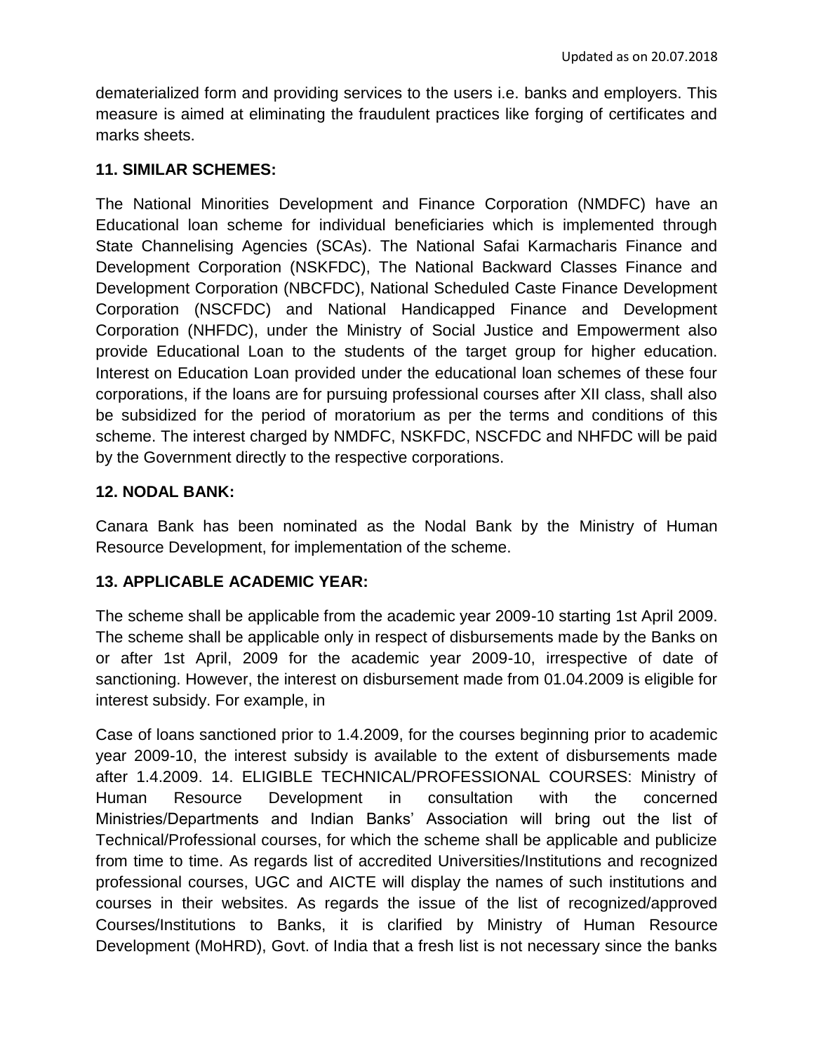dematerialized form and providing services to the users i.e. banks and employers. This measure is aimed at eliminating the fraudulent practices like forging of certificates and marks sheets.

**11. SIMILAR SCHEMES:**

The National Minorities Development and Finance Corporation (NMDFC) have an Educational loan scheme for individual beneficiaries which is implemented through State Channelising Agencies (SCAs). The National Safai Karmacharis Finance and Development Corporation (NSKFDC), The National Backward Classes Finance and Development Corporation (NBCFDC), National Scheduled Caste Finance Development Corporation (NSCFDC) and National Handicapped Finance and Development Corporation (NHFDC), under the Ministry of Social Justice and Empowerment also provide Educational Loan to the students of the target group for higher education. Interest on Education Loan provided under the educational loan schemes of these four corporations, if the loans are for pursuing professional courses after XII class, shall also be subsidized for the period of moratorium as per the terms and conditions of this scheme. The interest charged by NMDFC, NSKFDC, NSCFDC and NHFDC will be paid by the Government directly to the respective corporations.

**12. NODAL BANK:**

Canara Bank has been nominated as the Nodal Bank by the Ministry of Human Resource Development, for implementation of the scheme.

**13. APPLICABLE ACADEMIC YEAR:**

The scheme shall be applicable from the academic year 2009-10 starting 1st April 2009. The scheme shall be applicable only in respect of disbursements made by the Banks on or after 1st April, 2009 for the academic year 2009-10, irrespective of date of sanctioning. However, the interest on disbursement made from 01.04.2009 is eligible for interest subsidy. For example, in

Case of loans sanctioned prior to 1.4.2009, for the courses beginning prior to academic year 2009-10, the interest subsidy is available to the extent of disbursements made after 1.4.2009. 14. ELIGIBLE TECHNICAL/PROFESSIONAL COURSES: Ministry of Human Resource Development in consultation with the concerned Ministries/Departments and Indian Banks' Association will bring out the list of Technical/Professional courses, for which the scheme shall be applicable and publicize from time to time. As regards list of accredited Universities/Institutions and recognized professional courses, UGC and AICTE will display the names of such institutions and courses in their websites. As regards the issue of the list of recognized/approved Courses/Institutions to Banks, it is clarified by Ministry of Human Resource Development (MoHRD), Govt. of India that a fresh list is not necessary since the banks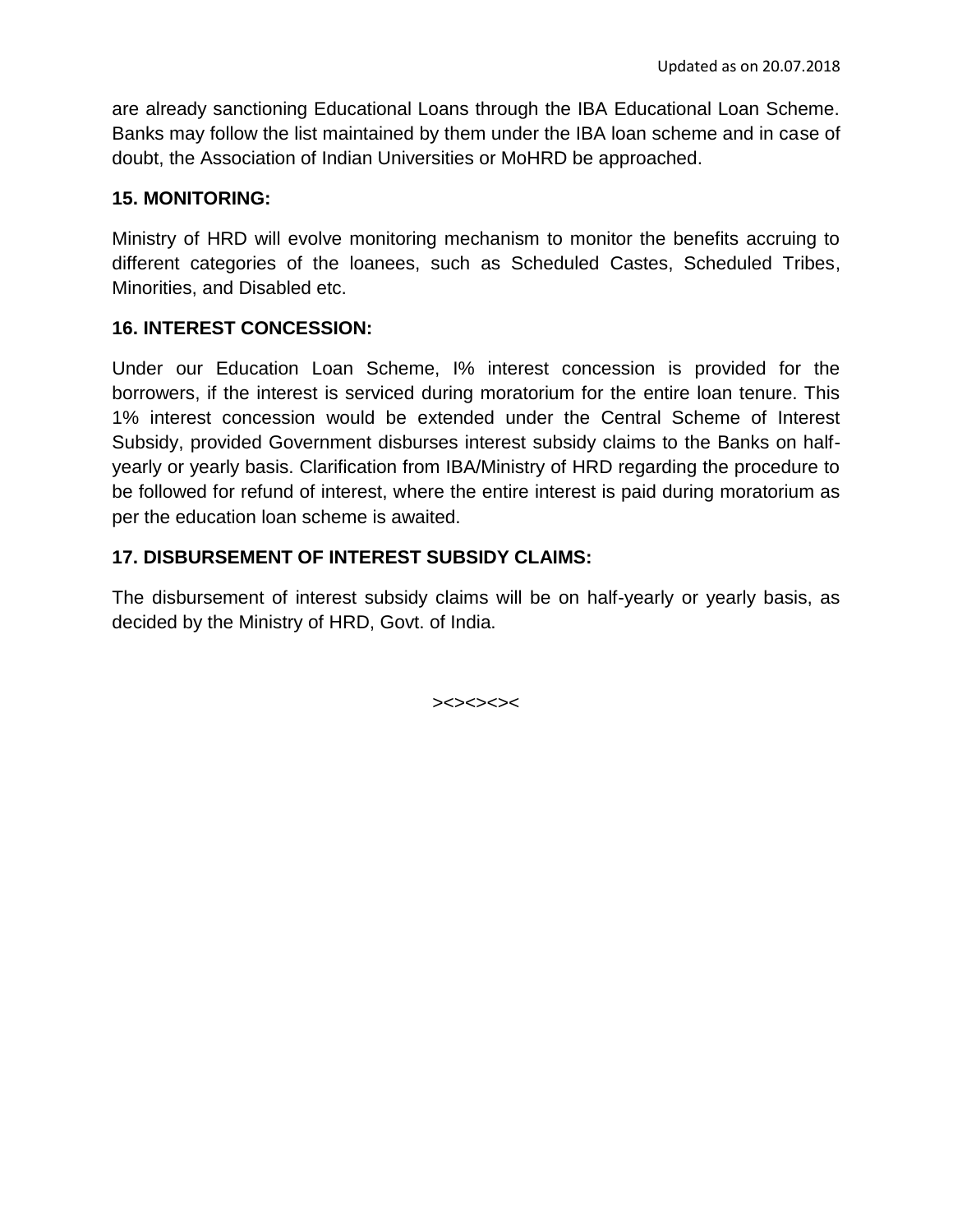are already sanctioning Educational Loans through the IBA Educational Loan Scheme. Banks may follow the list maintained by them under the IBA loan scheme and in case of doubt, the Association of Indian Universities or MoHRD be approached.

**15. MONITORING:**

Ministry of HRD will evolve monitoring mechanism to monitor the benefits accruing to different categories of the loanees, such as Scheduled Castes, Scheduled Tribes, Minorities, and Disabled etc.

**16. INTEREST CONCESSION:**

Under our Education Loan Scheme, I% interest concession is provided for the borrowers, if the interest is serviced during moratorium for the entire loan tenure. This 1% interest concession would be extended under the Central Scheme of Interest Subsidy, provided Government disburses interest subsidy claims to the Banks on half-yearly or yearly basis. Clarification from IBA/Ministry of HRD regarding the procedure to be followed for refund of interest, where the entire interest is paid during moratorium as per the education loan scheme is awaited.

**17. DISBURSEMENT OF INTEREST SUBSIDY CLAIMS:**

The disbursement of interest subsidy claims will be on half-yearly or yearly basis, as decided by the Ministry of HRD, Govt. of India.

><><><><